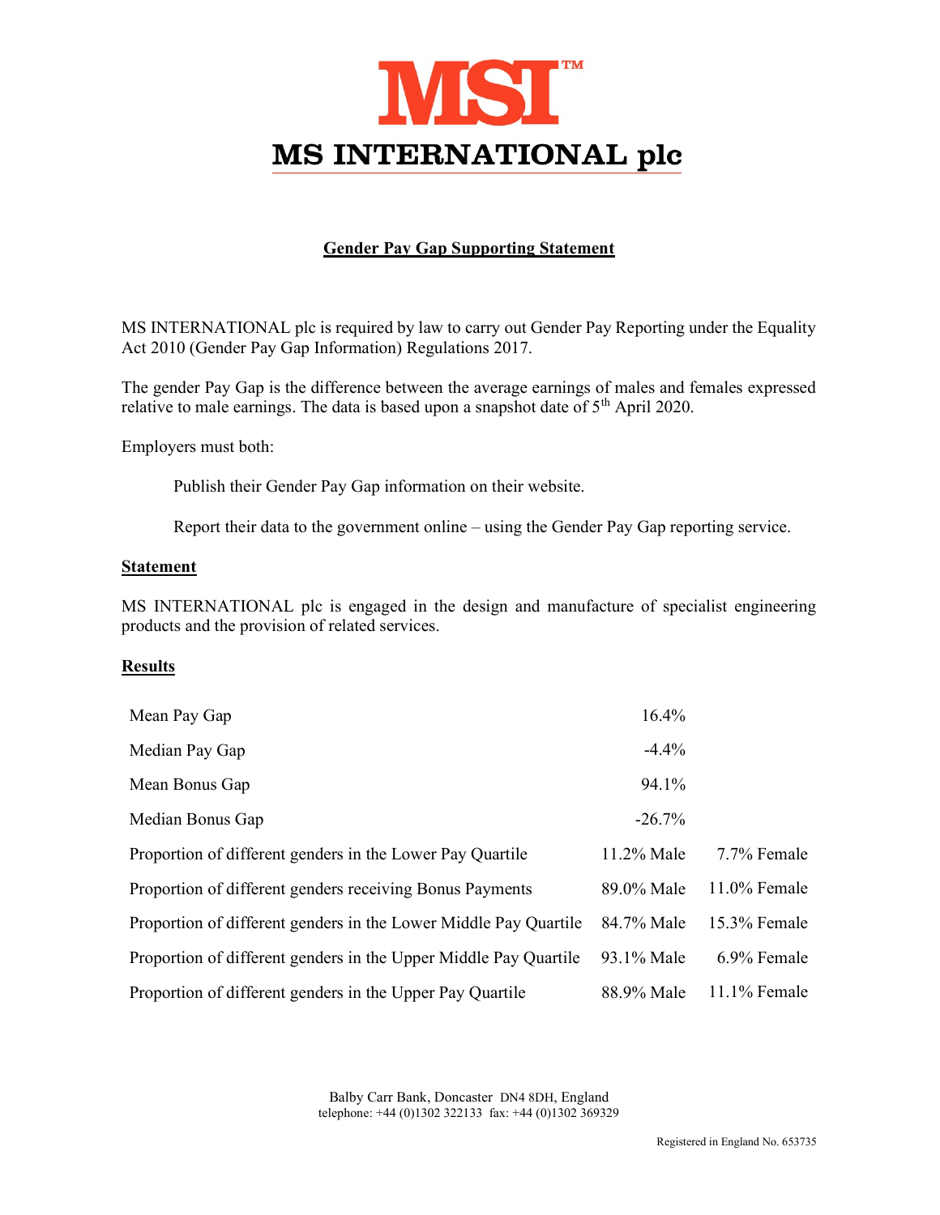# MSI™

## MS INTERNATIONAL plc

### Gender Pay Gap Supporting Statement

MS INTERNATIONAL plc is required by law to carry out Gender Pay Reporting under the Equality Act 2010 (Gender Pay Gap Information) Regulations 2017.

The gender Pay Gap is the difference between the average earnings of males and females expressed relative to male earnings. The data is based upon a snapshot date of 5th April 2020.

Employers must both:

Publish their Gender Pay Gap information on their website.

Report their data to the government online – using the Gender Pay Gap reporting service.

### Statement

MS INTERNATIONAL plc is engaged in the design and manufacture of specialist engineering products and the provision of related services.

### Results

| | | |
|---|---|---|
| Mean Pay Gap | 16.4% | |
| Median Pay Gap | -4.4% | |
| Mean Bonus Gap | 94.1% | |
| Median Bonus Gap | -26.7% | |
| Proportion of different genders in the Lower Pay Quartile | 11.2% Male | 7.7% Female |
| Proportion of different genders receiving Bonus Payments | 89.0% Male | 11.0% Female |
| Proportion of different genders in the Lower Middle Pay Quartile | 84.7% Male | 15.3% Female |
| Proportion of different genders in the Upper Middle Pay Quartile | 93.1% Male | 6.9% Female |
| Proportion of different genders in the Upper Pay Quartile | 88.9% Male | 11.1% Female |

Balby Carr Bank, Doncaster DN4 8DH, England
telephone: +44 (0)1302 322133 fax: +44 (0)1302 369329

Registered in England No. 653735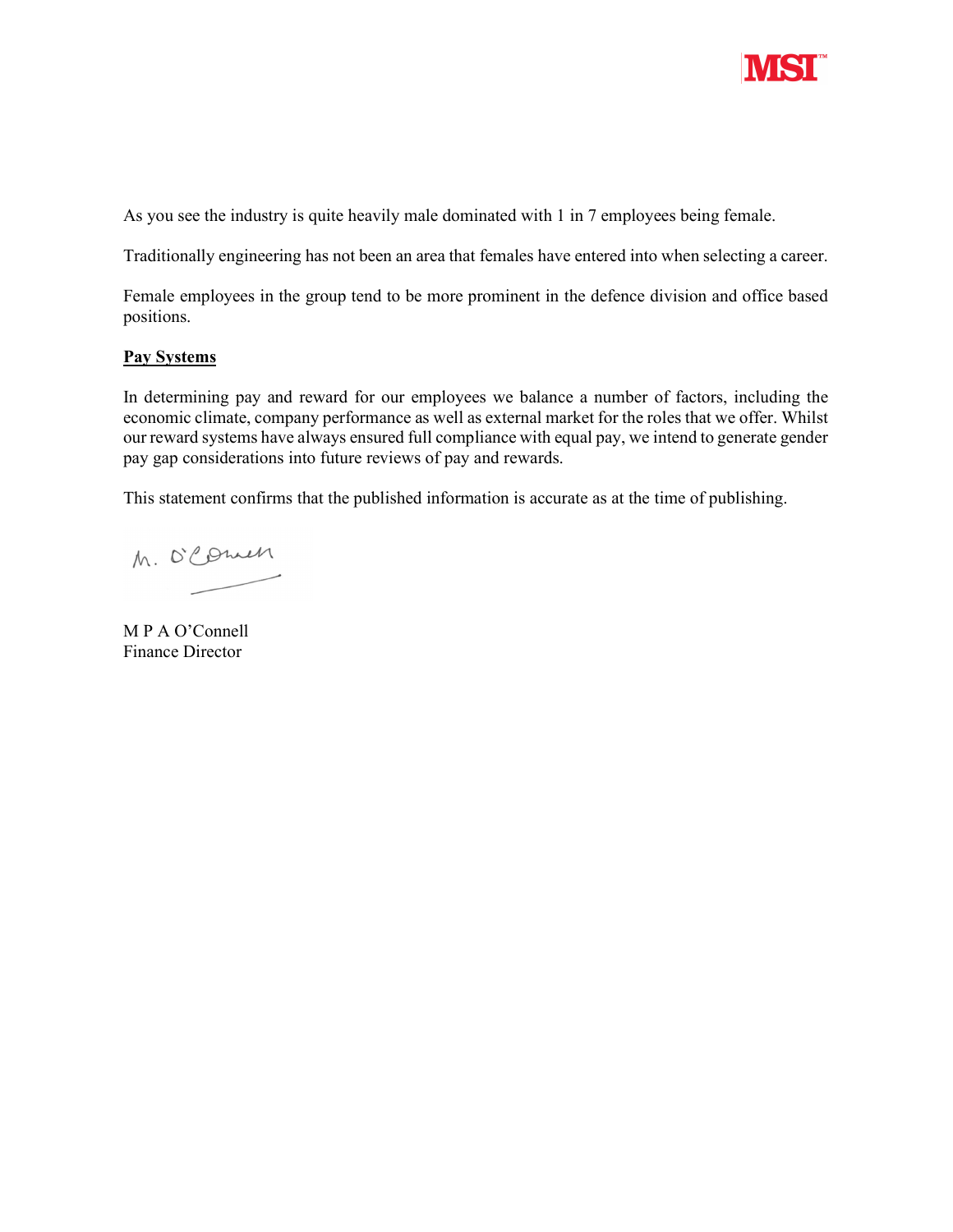As you see the industry is quite heavily male dominated with 1 in 7 employees being female.

Traditionally engineering has not been an area that females have entered into when selecting a career.

Female employees in the group tend to be more prominent in the defence division and office based positions.

**Pay Systems**

In determining pay and reward for our employees we balance a number of factors, including the economic climate, company performance as well as external market for the roles that we offer. Whilst our reward systems have always ensured full compliance with equal pay, we intend to generate gender pay gap considerations into future reviews of pay and rewards.

This statement confirms that the published information is accurate as at the time of publishing.

M. O'Connell

M P A O'Connell
Finance Director